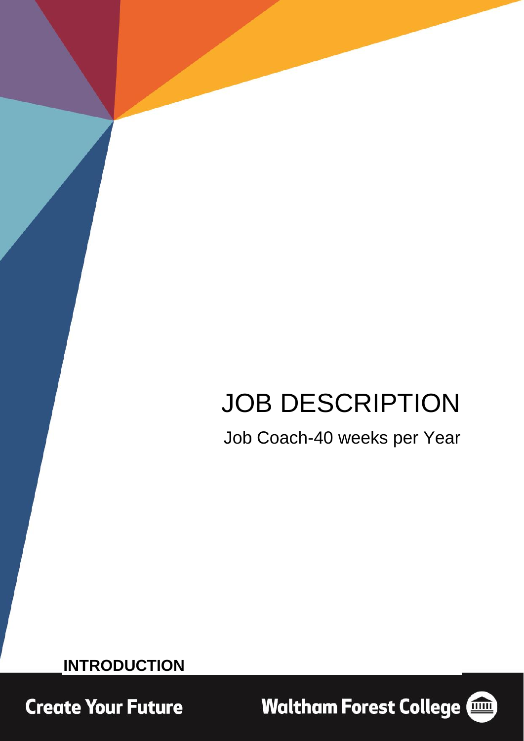# JOB DESCRIPTION

Job Coach-40 weeks per Year

## INTRODUCTION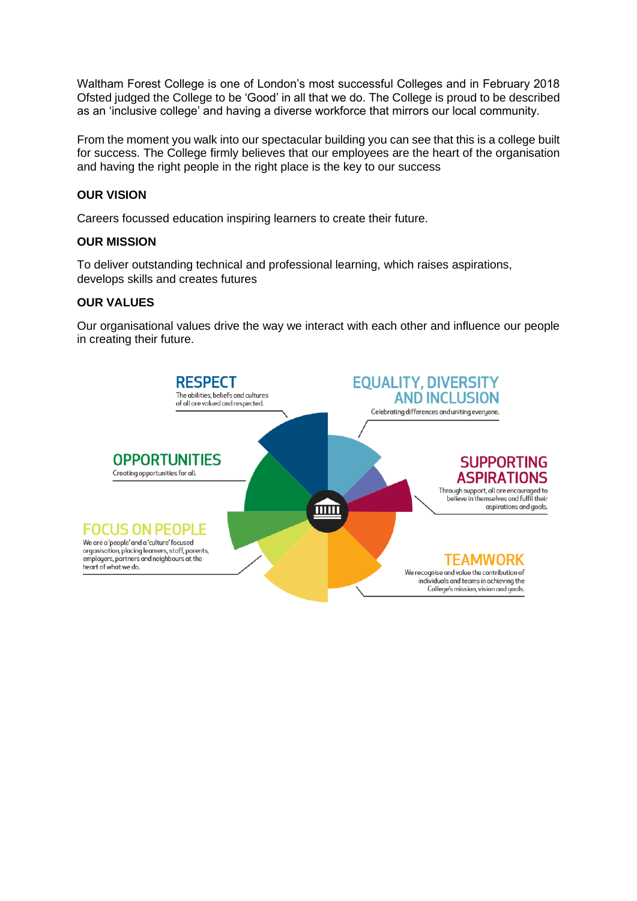Waltham Forest College is one of London's most successful Colleges and in February 2018 Ofsted judged the College to be 'Good' in all that we do. The College is proud to be described as an 'inclusive college' and having a diverse workforce that mirrors our local community.

From the moment you walk into our spectacular building you can see that this is a college built for success. The College firmly believes that our employees are the heart of the organisation and having the right people in the right place is the key to our success

**OUR VISION**

Careers focussed education inspiring learners to create their future.

**OUR MISSION**

To deliver outstanding technical and professional learning, which raises aspirations, develops skills and creates futures

**OUR VALUES**

Our organisational values drive the way we interact with each other and influence our people in creating their future.

**RESPECT**
The abilities, beliefs and cultures of all are valued and respected.

**EQUALITY, DIVERSITY AND INCLUSION**
Celebrating differences and uniting everyone.

**OPPORTUNITIES**
Creating opportunities for all.

**SUPPORTING ASPIRATIONS**
Through support, all are encouraged to believe in themselves and fulfil their aspirations and goals.

**FOCUS ON PEOPLE**
We are a 'people' and a 'culture' focused organisation, placing learners, staff, parents, employers, partners and neighbours at the heart of what we do.

**TEAMWORK**
We recognise and value the contribution of individuals and teams in achieving the College's mission, vision and goals.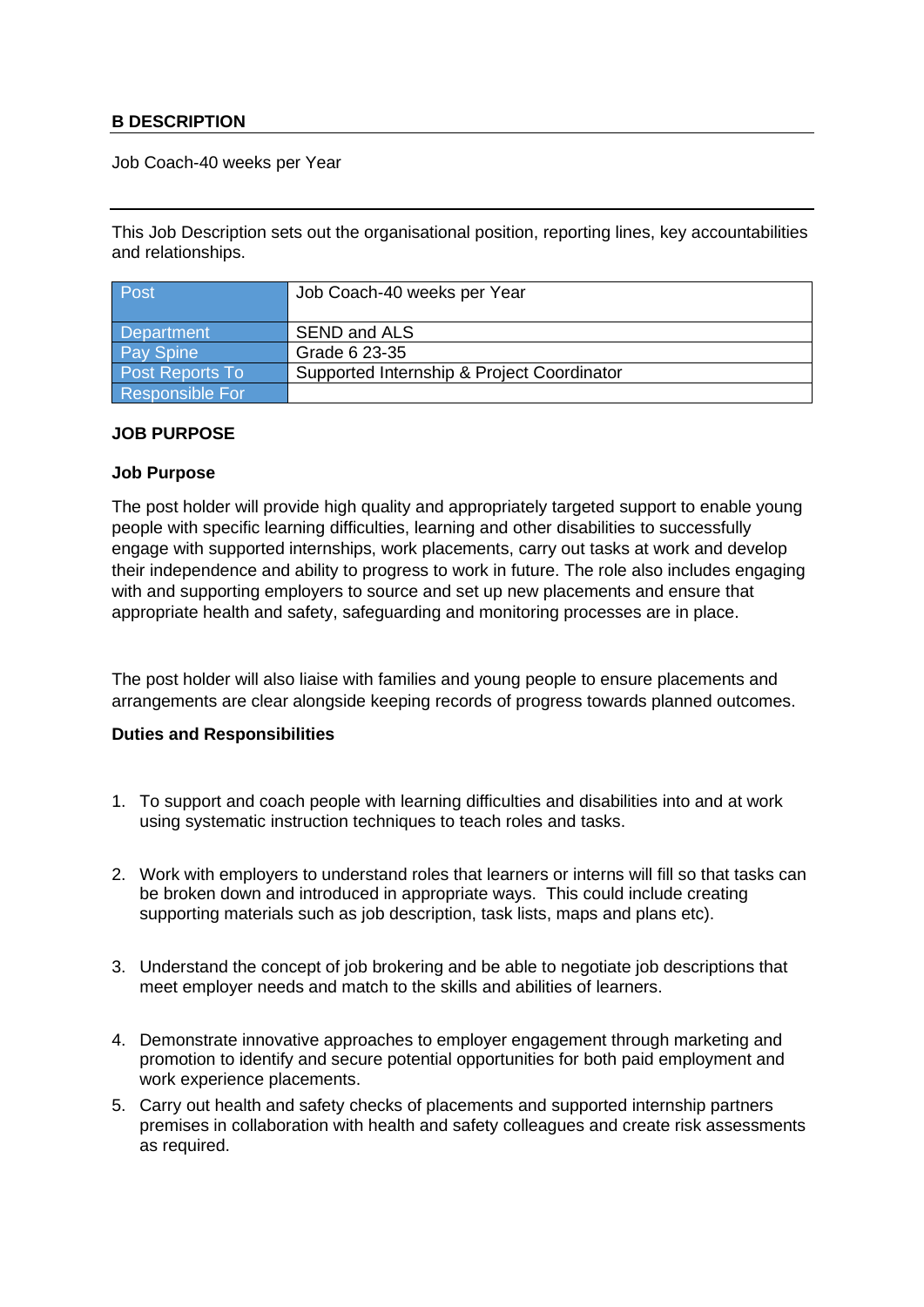**B DESCRIPTION**

Job Coach-40 weeks per Year

---

This Job Description sets out the organisational position, reporting lines, key accountabilities and relationships.

| Post | Job Coach-40 weeks per Year |
|---|---|
| Department | SEND and ALS |
| Pay Spine | Grade 6 23-35 |
| Post Reports To | Supported Internship & Project Coordinator |
| Responsible For | |

**JOB PURPOSE**

**Job Purpose**

The post holder will provide high quality and appropriately targeted support to enable young people with specific learning difficulties, learning and other disabilities to successfully engage with supported internships, work placements, carry out tasks at work and develop their independence and ability to progress to work in future. The role also includes engaging with and supporting employers to source and set up new placements and ensure that appropriate health and safety, safeguarding and monitoring processes are in place.

The post holder will also liaise with families and young people to ensure placements and arrangements are clear alongside keeping records of progress towards planned outcomes.

**Duties and Responsibilities**

1. To support and coach people with learning difficulties and disabilities into and at work using systematic instruction techniques to teach roles and tasks.

2. Work with employers to understand roles that learners or interns will fill so that tasks can be broken down and introduced in appropriate ways. This could include creating supporting materials such as job description, task lists, maps and plans etc).

3. Understand the concept of job brokering and be able to negotiate job descriptions that meet employer needs and match to the skills and abilities of learners.

4. Demonstrate innovative approaches to employer engagement through marketing and promotion to identify and secure potential opportunities for both paid employment and work experience placements.

5. Carry out health and safety checks of placements and supported internship partners premises in collaboration with health and safety colleagues and create risk assessments as required.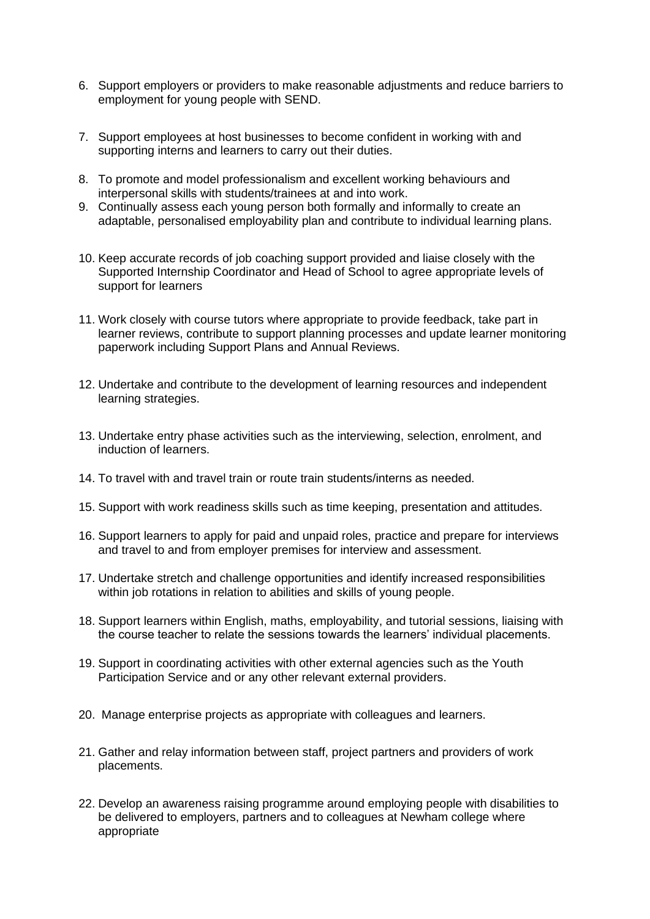6. Support employers or providers to make reasonable adjustments and reduce barriers to employment for young people with SEND.

7. Support employees at host businesses to become confident in working with and supporting interns and learners to carry out their duties.

8. To promote and model professionalism and excellent working behaviours and interpersonal skills with students/trainees at and into work.

9. Continually assess each young person both formally and informally to create an adaptable, personalised employability plan and contribute to individual learning plans.

10. Keep accurate records of job coaching support provided and liaise closely with the Supported Internship Coordinator and Head of School to agree appropriate levels of support for learners

11. Work closely with course tutors where appropriate to provide feedback, take part in learner reviews, contribute to support planning processes and update learner monitoring paperwork including Support Plans and Annual Reviews.

12. Undertake and contribute to the development of learning resources and independent learning strategies.

13. Undertake entry phase activities such as the interviewing, selection, enrolment, and induction of learners.

14. To travel with and travel train or route train students/interns as needed.

15. Support with work readiness skills such as time keeping, presentation and attitudes.

16. Support learners to apply for paid and unpaid roles, practice and prepare for interviews and travel to and from employer premises for interview and assessment.

17. Undertake stretch and challenge opportunities and identify increased responsibilities within job rotations in relation to abilities and skills of young people.

18. Support learners within English, maths, employability, and tutorial sessions, liaising with the course teacher to relate the sessions towards the learners' individual placements.

19. Support in coordinating activities with other external agencies such as the Youth Participation Service and or any other relevant external providers.

20. Manage enterprise projects as appropriate with colleagues and learners.

21. Gather and relay information between staff, project partners and providers of work placements.

22. Develop an awareness raising programme around employing people with disabilities to be delivered to employers, partners and to colleagues at Newham college where appropriate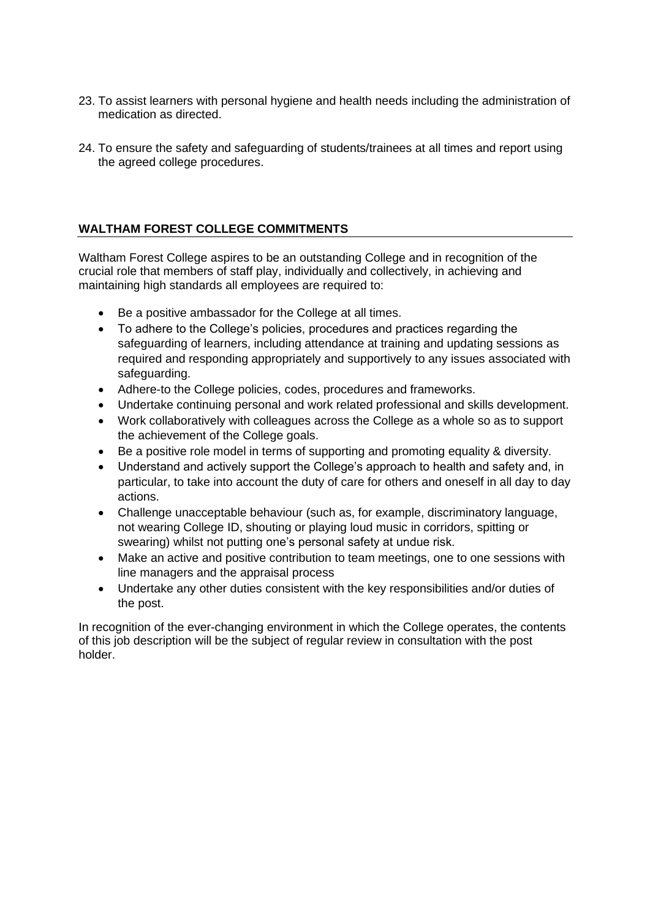23. To assist learners with personal hygiene and health needs including the administration of medication as directed.

24. To ensure the safety and safeguarding of students/trainees at all times and report using the agreed college procedures.

## WALTHAM FOREST COLLEGE COMMITMENTS

Waltham Forest College aspires to be an outstanding College and in recognition of the crucial role that members of staff play, individually and collectively, in achieving and maintaining high standards all employees are required to:

- Be a positive ambassador for the College at all times.
- To adhere to the College's policies, procedures and practices regarding the safeguarding of learners, including attendance at training and updating sessions as required and responding appropriately and supportively to any issues associated with safeguarding.
- Adhere-to the College policies, codes, procedures and frameworks.
- Undertake continuing personal and work related professional and skills development.
- Work collaboratively with colleagues across the College as a whole so as to support the achievement of the College goals.
- Be a positive role model in terms of supporting and promoting equality & diversity.
- Understand and actively support the College's approach to health and safety and, in particular, to take into account the duty of care for others and oneself in all day to day actions.
- Challenge unacceptable behaviour (such as, for example, discriminatory language, not wearing College ID, shouting or playing loud music in corridors, spitting or swearing) whilst not putting one's personal safety at undue risk.
- Make an active and positive contribution to team meetings, one to one sessions with line managers and the appraisal process
- Undertake any other duties consistent with the key responsibilities and/or duties of the post.

In recognition of the ever-changing environment in which the College operates, the contents of this job description will be the subject of regular review in consultation with the post holder.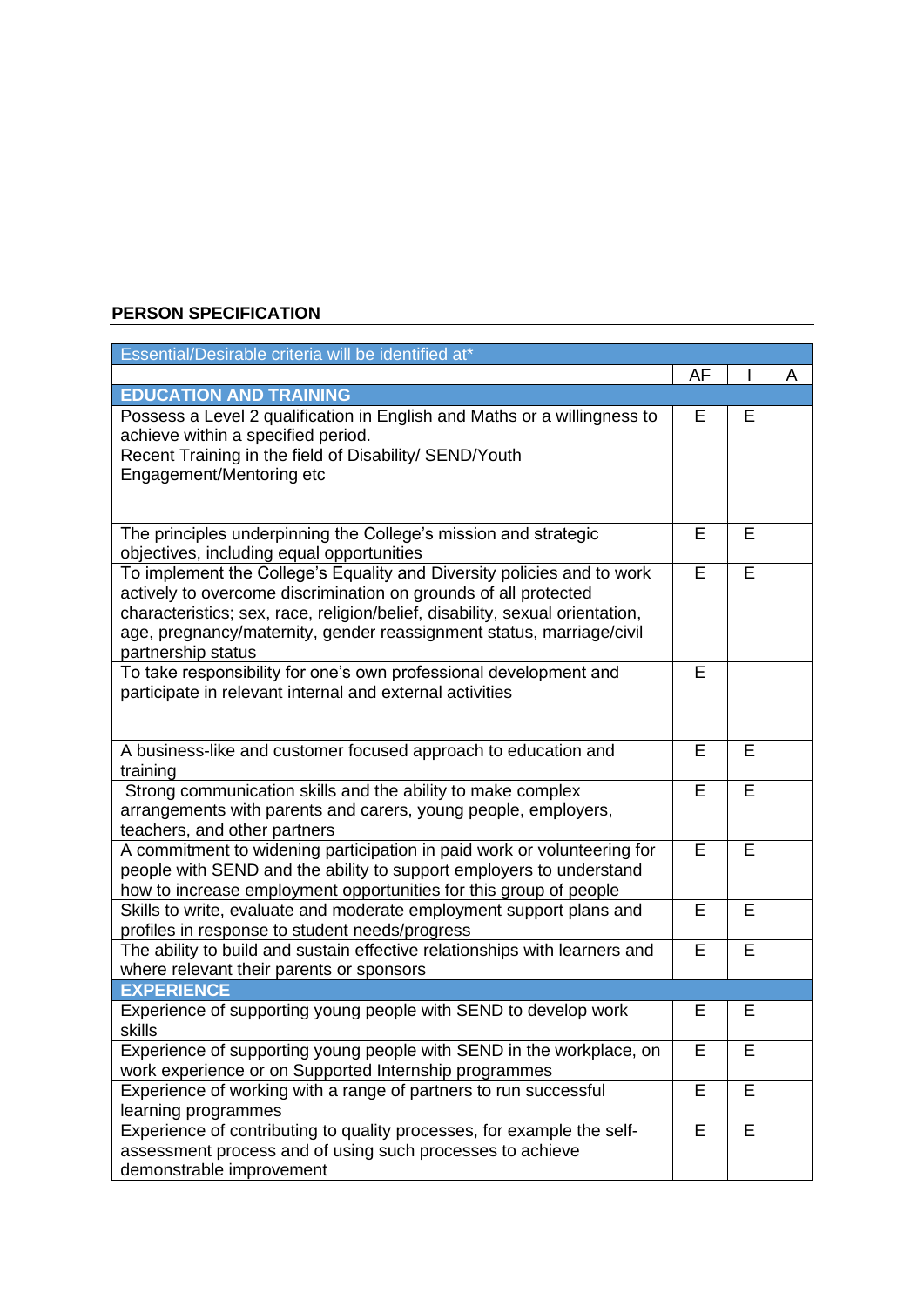**PERSON SPECIFICATION**

| Essential/Desirable criteria will be identified at* | | | |
|---|---|---|---|
| | AF | I | A |
| **EDUCATION AND TRAINING** | | | |
| Possess a Level 2 qualification in English and Maths or a willingness to achieve within a specified period.<br>Recent Training in the field of Disability/ SEND/Youth Engagement/Mentoring etc | E | E | |
| The principles underpinning the College's mission and strategic objectives, including equal opportunities | E | E | |
| To implement the College's Equality and Diversity policies and to work actively to overcome discrimination on grounds of all protected characteristics; sex, race, religion/belief, disability, sexual orientation, age, pregnancy/maternity, gender reassignment status, marriage/civil partnership status | E | E | |
| To take responsibility for one's own professional development and participate in relevant internal and external activities | E | | |
| A business-like and customer focused approach to education and training | E | E | |
| Strong communication skills and the ability to make complex arrangements with parents and carers, young people, employers, teachers, and other partners | E | E | |
| A commitment to widening participation in paid work or volunteering for people with SEND and the ability to support employers to understand how to increase employment opportunities for this group of people | E | E | |
| Skills to write, evaluate and moderate employment support plans and profiles in response to student needs/progress | E | E | |
| The ability to build and sustain effective relationships with learners and where relevant their parents or sponsors | E | E | |
| **EXPERIENCE** | | | |
| Experience of supporting young people with SEND to develop work skills | E | E | |
| Experience of supporting young people with SEND in the workplace, on work experience or on Supported Internship programmes | E | E | |
| Experience of working with a range of partners to run successful learning programmes | E | E | |
| Experience of contributing to quality processes, for example the self-assessment process and of using such processes to achieve demonstrable improvement | E | E | |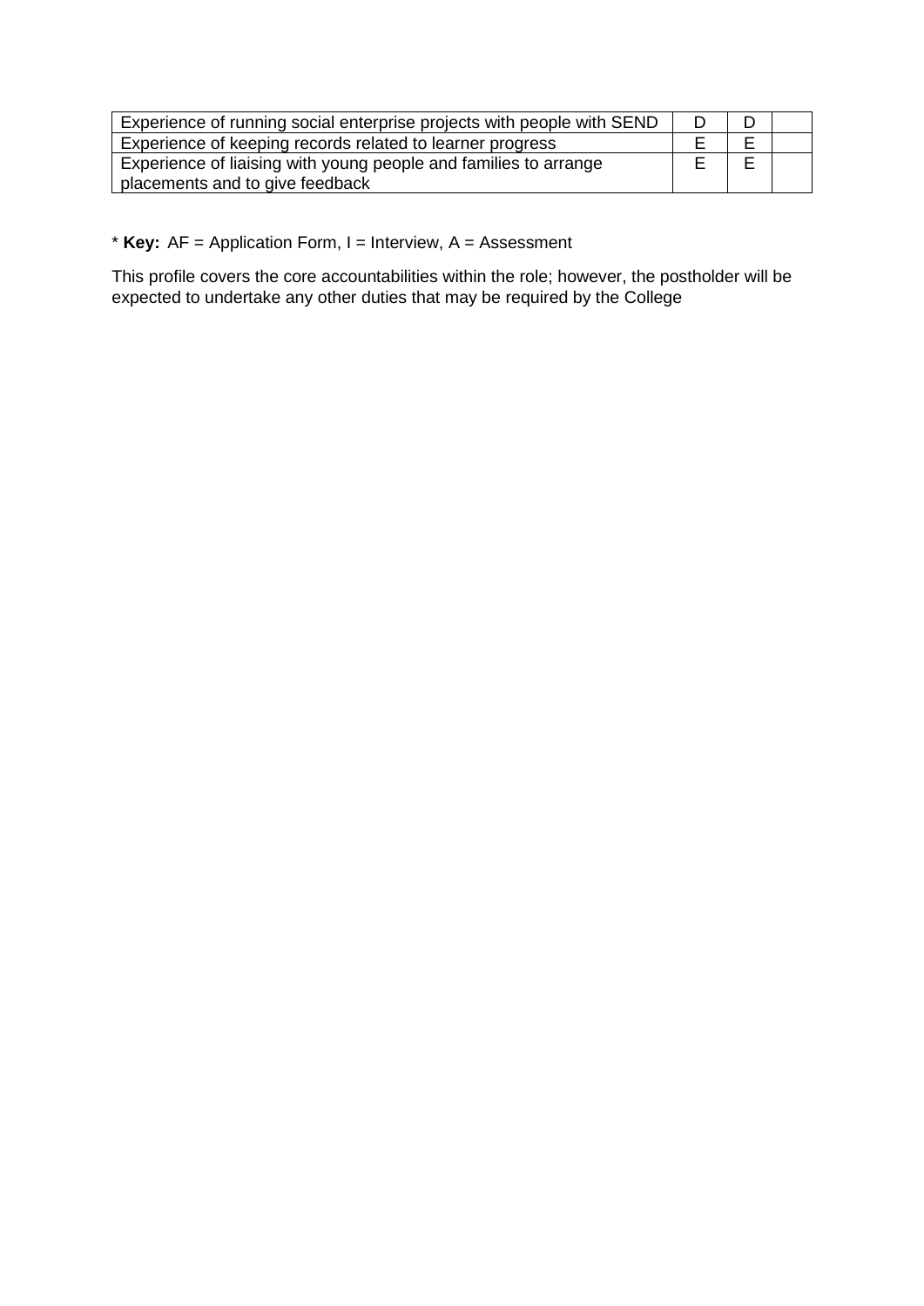| | | | |
|---|---|---|---|
| Experience of running social enterprise projects with people with SEND | D | D | |
| Experience of keeping records related to learner progress | E | E | |
| Experience of liaising with young people and families to arrange placements and to give feedback | E | E | |

\* **Key:** AF = Application Form, I = Interview, A = Assessment

This profile covers the core accountabilities within the role; however, the postholder will be expected to undertake any other duties that may be required by the College